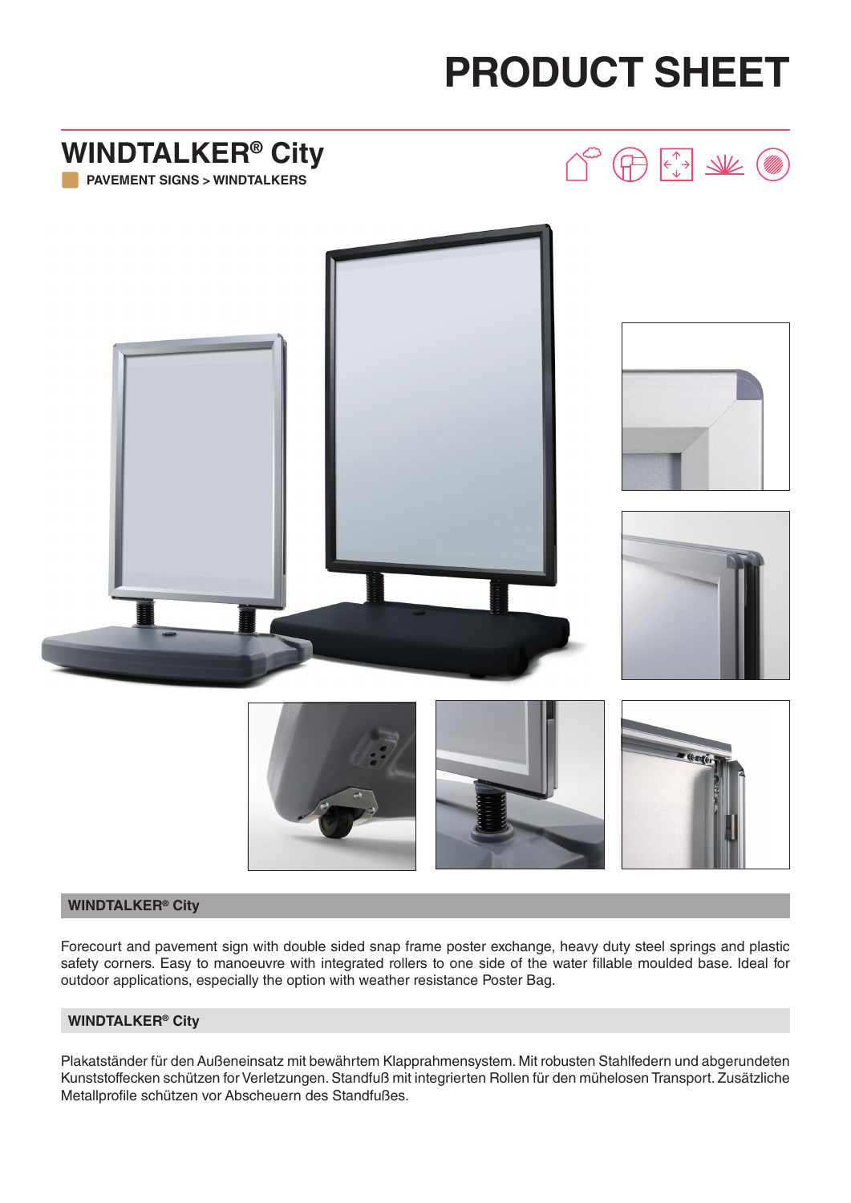# PRODUCT SHEET

## WINDTALKER® City

**PAVEMENT SIGNS > WINDTALKERS**

### WINDTALKER® City

Forecourt and pavement sign with double sided snap frame poster exchange, heavy duty steel springs and plastic safety corners. Easy to manoeuvre with integrated rollers to one side of the water fillable moulded base. Ideal for outdoor applications, especially the option with weather resistance Poster Bag.

### WINDTALKER® City

Plakatständer für den Außeneinsatz mit bewährtem Klapprahmensystem. Mit robusten Stahlfedern und abgerundeten Kunststoffecken schützen for Verletzungen. Standfuß mit integrierten Rollen für den mühelosen Transport. Zusätzliche Metallprofile schützen vor Abscheuern des Standfußes.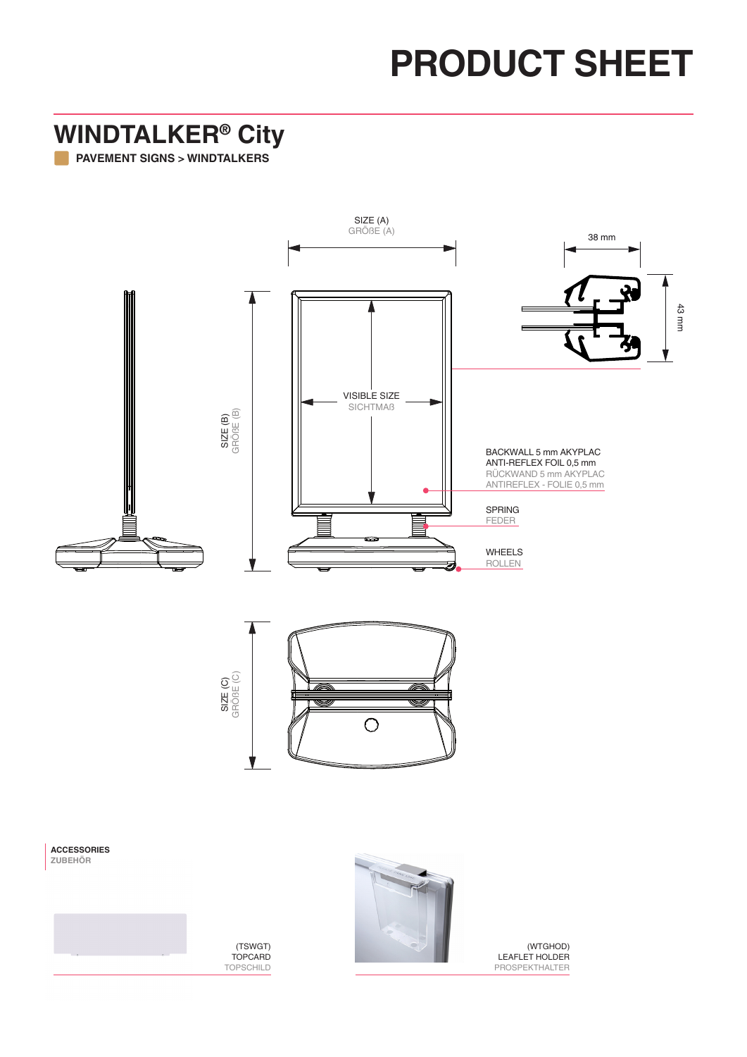# PRODUCT SHEET

## WINDTALKER® City

**PAVEMENT SIGNS > WINDTALKERS**

SIZE (A)
GRÖßE (A)

38 mm

43 mm

SIZE (B)
GRÖßE (B)

VISIBLE SIZE
SICHTMAß

BACKWALL 5 mm AKYPLAC
ANTI-REFLEX FOIL 0,5 mm
RÜCKWAND 5 mm AKYPLAC
ANTIREFLEX - FOLIE 0,5 mm

SPRING
FEDER

WHEELS
ROLLEN

SIZE (C)
GRÖßE (C)

**ACCESSORIES**
**ZUBEHÖR**

(TSWGT)
TOPCARD
TOPSCHILD

(WTGHOD)
LEAFLET HOLDER
PROSPEKTHALTER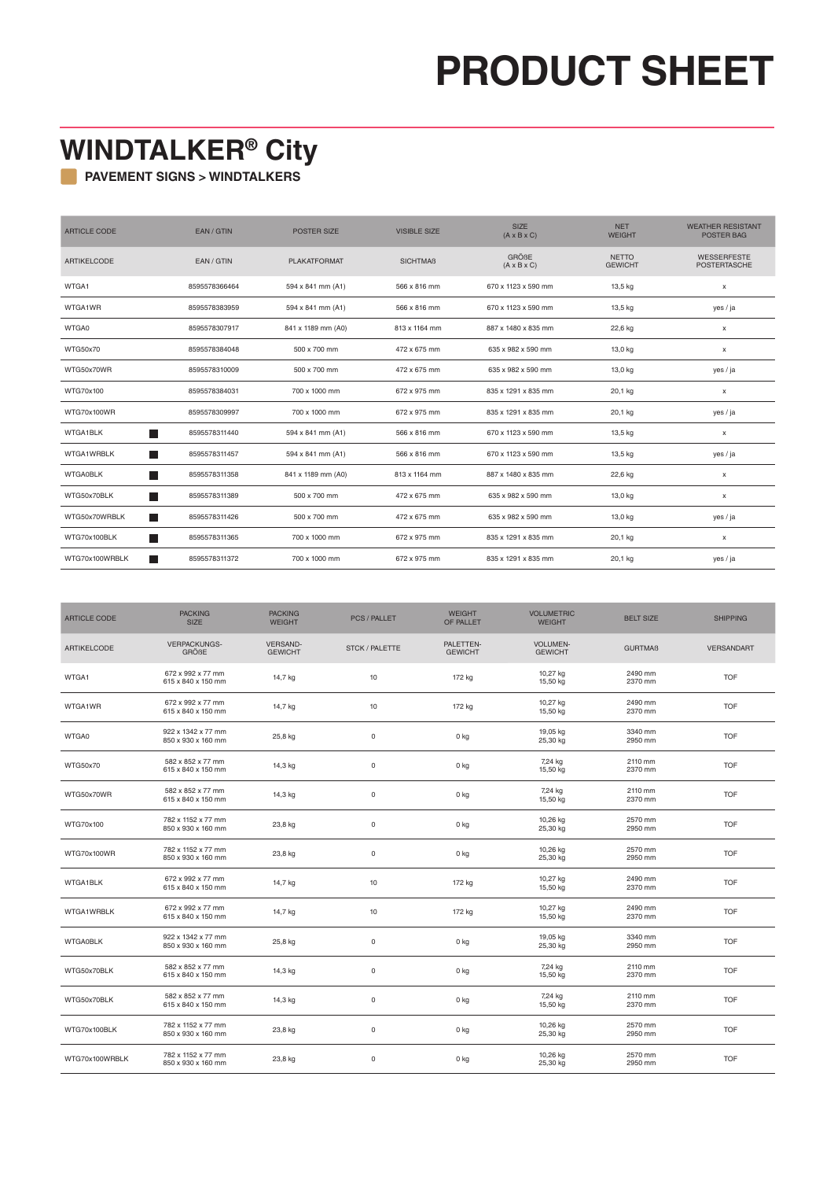# PRODUCT SHEET

## WINDTALKER® City

**PAVEMENT SIGNS > WINDTALKERS**

| ARTICLE CODE | | EAN / GTIN | POSTER SIZE | VISIBLE SIZE | SIZE (A x B x C) | NET WEIGHT | WEATHER RESISTANT POSTER BAG |
|---|---|---|---|---|---|---|---|
| ARTIKELCODE | | EAN / GTIN | PLAKATFORMAT | SICHTMAß | GRÖßE (A x B x C) | NETTO GEWICHT | WESSERFESTE POSTERTASCHE |
| WTGA1 | | 8595578366464 | 594 x 841 mm (A1) | 566 x 816 mm | 670 x 1123 x 590 mm | 13,5 kg | x |
| WTGA1WR | | 8595578383959 | 594 x 841 mm (A1) | 566 x 816 mm | 670 x 1123 x 590 mm | 13,5 kg | yes / ja |
| WTGA0 | | 8595578307917 | 841 x 1189 mm (A0) | 813 x 1164 mm | 887 x 1480 x 835 mm | 22,6 kg | x |
| WTG50x70 | | 8595578384048 | 500 x 700 mm | 472 x 675 mm | 635 x 982 x 590 mm | 13,0 kg | x |
| WTG50x70WR | | 8595578310009 | 500 x 700 mm | 472 x 675 mm | 635 x 982 x 590 mm | 13,0 kg | yes / ja |
| WTG70x100 | | 8595578384031 | 700 x 1000 mm | 672 x 975 mm | 835 x 1291 x 835 mm | 20,1 kg | x |
| WTG70x100WR | | 8595578309997 | 700 x 1000 mm | 672 x 975 mm | 835 x 1291 x 835 mm | 20,1 kg | yes / ja |
| WTGA1BLK | ■ | 8595578311440 | 594 x 841 mm (A1) | 566 x 816 mm | 670 x 1123 x 590 mm | 13,5 kg | x |
| WTGA1WRBLK | ■ | 8595578311457 | 594 x 841 mm (A1) | 566 x 816 mm | 670 x 1123 x 590 mm | 13,5 kg | yes / ja |
| WTGA0BLK | ■ | 8595578311358 | 841 x 1189 mm (A0) | 813 x 1164 mm | 887 x 1480 x 835 mm | 22,6 kg | x |
| WTG50x70BLK | ■ | 8595578311389 | 500 x 700 mm | 472 x 675 mm | 635 x 982 x 590 mm | 13,0 kg | x |
| WTG50x70WRBLK | ■ | 8595578311426 | 500 x 700 mm | 472 x 675 mm | 635 x 982 x 590 mm | 13,0 kg | yes / ja |
| WTG70x100BLK | ■ | 8595578311365 | 700 x 1000 mm | 672 x 975 mm | 835 x 1291 x 835 mm | 20,1 kg | x |
| WTG70x100WRBLK | ■ | 8595578311372 | 700 x 1000 mm | 672 x 975 mm | 835 x 1291 x 835 mm | 20,1 kg | yes / ja |

| ARTICLE CODE | PACKING SIZE | PACKING WEIGHT | PCS / PALLET | WEIGHT OF PALLET | VOLUMETRIC WEIGHT | BELT SIZE | SHIPPING |
|---|---|---|---|---|---|---|---|
| ARTIKELCODE | VERPACKUNGS-GRÖßE | VERSAND-GEWICHT | STCK / PALETTE | PALETTEN-GEWICHT | VOLUMEN-GEWICHT | GURTMAß | VERSANDART |
| WTGA1 | 672 x 992 x 77 mm<br>615 x 840 x 150 mm | 14,7 kg | 10 | 172 kg | 10,27 kg<br>15,50 kg | 2490 mm<br>2370 mm | TOF |
| WTGA1WR | 672 x 992 x 77 mm<br>615 x 840 x 150 mm | 14,7 kg | 10 | 172 kg | 10,27 kg<br>15,50 kg | 2490 mm<br>2370 mm | TOF |
| WTGA0 | 922 x 1342 x 77 mm<br>850 x 930 x 160 mm | 25,8 kg | 0 | 0 kg | 19,05 kg<br>25,30 kg | 3340 mm<br>2950 mm | TOF |
| WTG50x70 | 582 x 852 x 77 mm<br>615 x 840 x 150 mm | 14,3 kg | 0 | 0 kg | 7,24 kg<br>15,50 kg | 2110 mm<br>2370 mm | TOF |
| WTG50x70WR | 582 x 852 x 77 mm<br>615 x 840 x 150 mm | 14,3 kg | 0 | 0 kg | 7,24 kg<br>15,50 kg | 2110 mm<br>2370 mm | TOF |
| WTG70x100 | 782 x 1152 x 77 mm<br>850 x 930 x 160 mm | 23,8 kg | 0 | 0 kg | 10,26 kg<br>25,30 kg | 2570 mm<br>2950 mm | TOF |
| WTG70x100WR | 782 x 1152 x 77 mm<br>850 x 930 x 160 mm | 23,8 kg | 0 | 0 kg | 10,26 kg<br>25,30 kg | 2570 mm<br>2950 mm | TOF |
| WTGA1BLK | 672 x 992 x 77 mm<br>615 x 840 x 150 mm | 14,7 kg | 10 | 172 kg | 10,27 kg<br>15,50 kg | 2490 mm<br>2370 mm | TOF |
| WTGA1WRBLK | 672 x 992 x 77 mm<br>615 x 840 x 150 mm | 14,7 kg | 10 | 172 kg | 10,27 kg<br>15,50 kg | 2490 mm<br>2370 mm | TOF |
| WTGA0BLK | 922 x 1342 x 77 mm<br>850 x 930 x 160 mm | 25,8 kg | 0 | 0 kg | 19,05 kg<br>25,30 kg | 3340 mm<br>2950 mm | TOF |
| WTG50x70BLK | 582 x 852 x 77 mm<br>615 x 840 x 150 mm | 14,3 kg | 0 | 0 kg | 7,24 kg<br>15,50 kg | 2110 mm<br>2370 mm | TOF |
| WTG50x70BLK | 582 x 852 x 77 mm<br>615 x 840 x 150 mm | 14,3 kg | 0 | 0 kg | 7,24 kg<br>15,50 kg | 2110 mm<br>2370 mm | TOF |
| WTG70x100BLK | 782 x 1152 x 77 mm<br>850 x 930 x 160 mm | 23,8 kg | 0 | 0 kg | 10,26 kg<br>25,30 kg | 2570 mm<br>2950 mm | TOF |
| WTG70x100WRBLK | 782 x 1152 x 77 mm<br>850 x 930 x 160 mm | 23,8 kg | 0 | 0 kg | 10,26 kg<br>25,30 kg | 2570 mm<br>2950 mm | TOF |